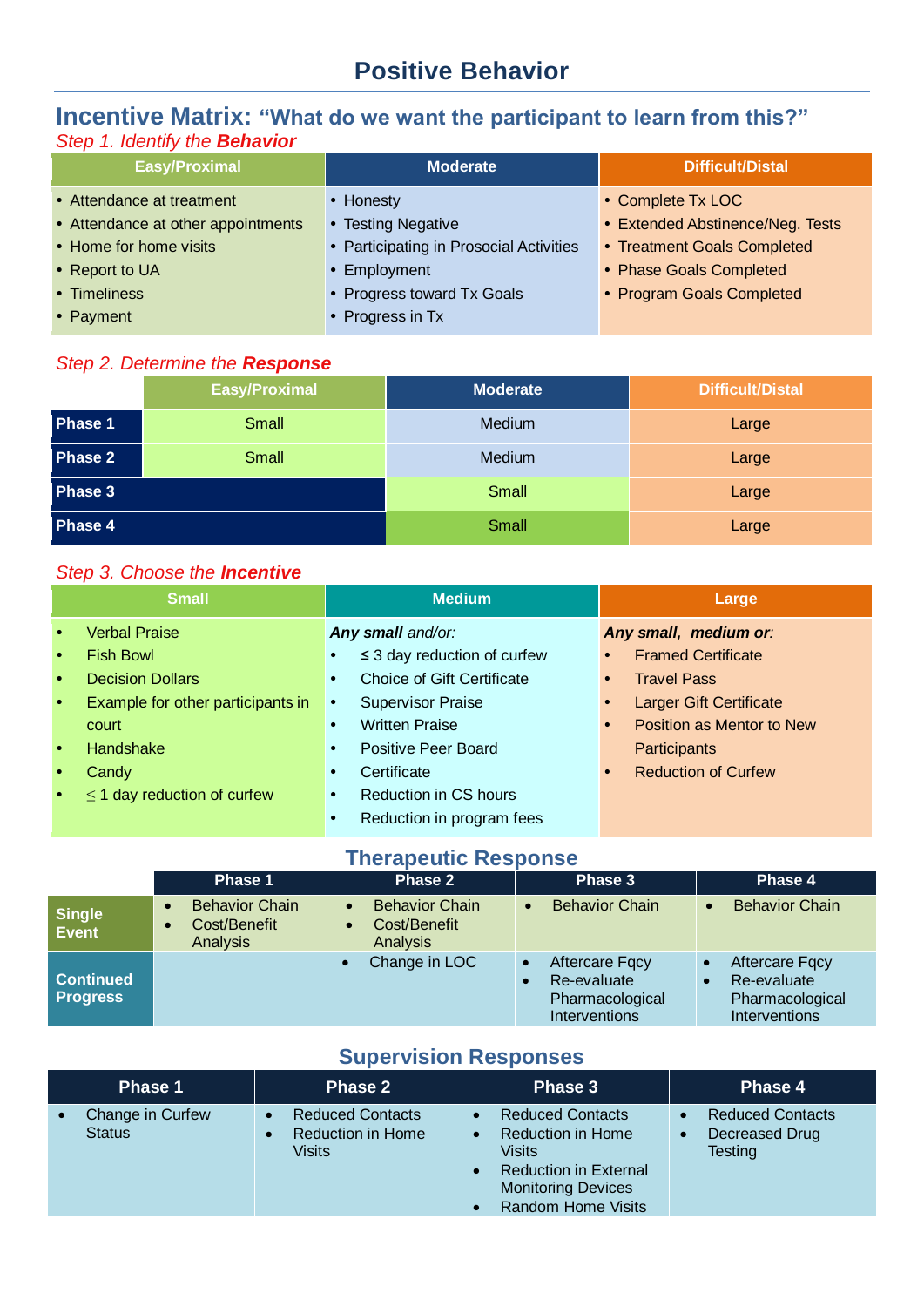# Positive Behavior

## Incentive Matrix: "What do we want the participant to learn from this?"

*Step 1. Identify the* ***Behavior***

| Easy/Proximal | Moderate | Difficult/Distal |
|---|---|---|
| • Attendance at treatment<br>• Attendance at other appointments<br>• Home for home visits<br>• Report to UA<br>• Timeliness<br>• Payment | • Honesty<br>• Testing Negative<br>• Participating in Prosocial Activities<br>• Employment<br>• Progress toward Tx Goals<br>• Progress in Tx | • Complete Tx LOC<br>• Extended Abstinence/Neg. Tests<br>• Treatment Goals Completed<br>• Phase Goals Completed<br>• Program Goals Completed |

*Step 2. Determine the* ***Response***

| | Easy/Proximal | Moderate | Difficult/Distal |
|---|---|---|---|
| **Phase 1** | Small | Medium | Large |
| **Phase 2** | Small | Medium | Large |
| **Phase 3** | | Small | Large |
| **Phase 4** | | Small | Large |

*Step 3. Choose the* ***Incentive***

| Small | Medium | Large |
|---|---|---|
| • Verbal Praise<br>• Fish Bowl<br>• Decision Dollars<br>• Example for other participants in court<br>• Handshake<br>• Candy<br>• ≤ 1 day reduction of curfew | ***Any small** and/or:*<br>• ≤ 3 day reduction of curfew<br>• Choice of Gift Certificate<br>• Supervisor Praise<br>• Written Praise<br>• Positive Peer Board<br>• Certificate<br>• Reduction in CS hours<br>• Reduction in program fees | ***Any small, medium** or:*<br>• Framed Certificate<br>• Travel Pass<br>• Larger Gift Certificate<br>• Position as Mentor to New Participants<br>• Reduction of Curfew |

## Therapeutic Response

| | Phase 1 | Phase 2 | Phase 3 | Phase 4 |
|---|---|---|---|---|
| **Single Event** | • Behavior Chain<br>• Cost/Benefit Analysis | • Behavior Chain<br>• Cost/Benefit Analysis | • Behavior Chain | • Behavior Chain |
| **Continued Progress** | | • Change in LOC | • Aftercare Fqcy<br>• Re-evaluate Pharmacological Interventions | • Aftercare Fqcy<br>• Re-evaluate Pharmacological Interventions |

## Supervision Responses

| Phase 1 | Phase 2 | Phase 3 | Phase 4 |
|---|---|---|---|
| • Change in Curfew Status | • Reduced Contacts<br>• Reduction in Home Visits | • Reduced Contacts<br>• Reduction in Home Visits<br>• Reduction in External Monitoring Devices<br>• Random Home Visits | • Reduced Contacts<br>• Decreased Drug Testing |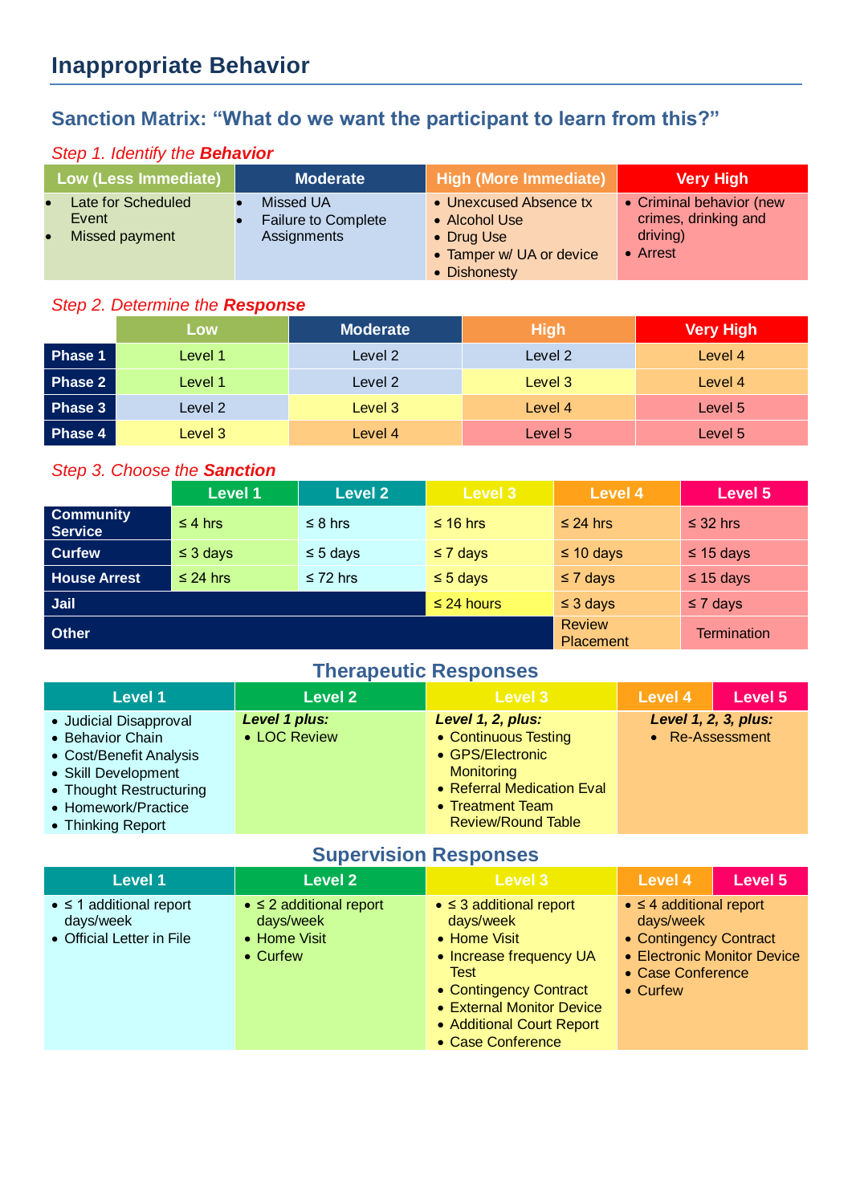# Inappropriate Behavior

## Sanction Matrix: "What do we want the participant to learn from this?"

*Step 1. Identify the* ***Behavior***

| Low (Less Immediate) | Moderate | High (More Immediate) | Very High |
|---|---|---|---|
| • Late for Scheduled Event<br>• Missed payment | • Missed UA<br>• Failure to Complete Assignments | • Unexcused Absence tx<br>• Alcohol Use<br>• Drug Use<br>• Tamper w/ UA or device<br>• Dishonesty | • Criminal behavior (new crimes, drinking and driving)<br>• Arrest |

*Step 2. Determine the* ***Response***

| | Low | Moderate | High | Very High |
|---|---|---|---|---|
| **Phase 1** | Level 1 | Level 2 | Level 2 | Level 4 |
| **Phase 2** | Level 1 | Level 2 | Level 3 | Level 4 |
| **Phase 3** | Level 2 | Level 3 | Level 4 | Level 5 |
| **Phase 4** | Level 3 | Level 4 | Level 5 | Level 5 |

*Step 3. Choose the* ***Sanction***

| | Level 1 | Level 2 | Level 3 | Level 4 | Level 5 |
|---|---|---|---|---|---|
| **Community Service** | ≤ 4 hrs | ≤ 8 hrs | ≤ 16 hrs | ≤ 24 hrs | ≤ 32 hrs |
| **Curfew** | ≤ 3 days | ≤ 5 days | ≤ 7 days | ≤ 10 days | ≤ 15 days |
| **House Arrest** | ≤ 24 hrs | ≤ 72 hrs | ≤ 5 days | ≤ 7 days | ≤ 15 days |
| **Jail** | | | ≤ 24 hours | ≤ 3 days | ≤ 7 days |
| **Other** | | | | Review Placement | Termination |

## Therapeutic Responses

| Level 1 | Level 2 | Level 3 | Level 4 | Level 5 |
|---|---|---|---|---|
| • Judicial Disapproval<br>• Behavior Chain<br>• Cost/Benefit Analysis<br>• Skill Development<br>• Thought Restructuring<br>• Homework/Practice<br>• Thinking Report | ***Level 1 plus:***<br>• LOC Review | ***Level 1, 2, plus:***<br>• Continuous Testing<br>• GPS/Electronic Monitoring<br>• Referral Medication Eval<br>• Treatment Team Review/Round Table | ***Level 1, 2, 3, plus:***<br>• Re-Assessment | |

## Supervision Responses

| Level 1 | Level 2 | Level 3 | Level 4 | Level 5 |
|---|---|---|---|---|
| • ≤ 1 additional report days/week<br>• Official Letter in File | • ≤ 2 additional report days/week<br>• Home Visit<br>• Curfew | • ≤ 3 additional report days/week<br>• Home Visit<br>• Increase frequency UA Test<br>• Contingency Contract<br>• External Monitor Device<br>• Additional Court Report<br>• Case Conference | • ≤ 4 additional report days/week<br>• Contingency Contract<br>• Electronic Monitor Device<br>• Case Conference<br>• Curfew | |